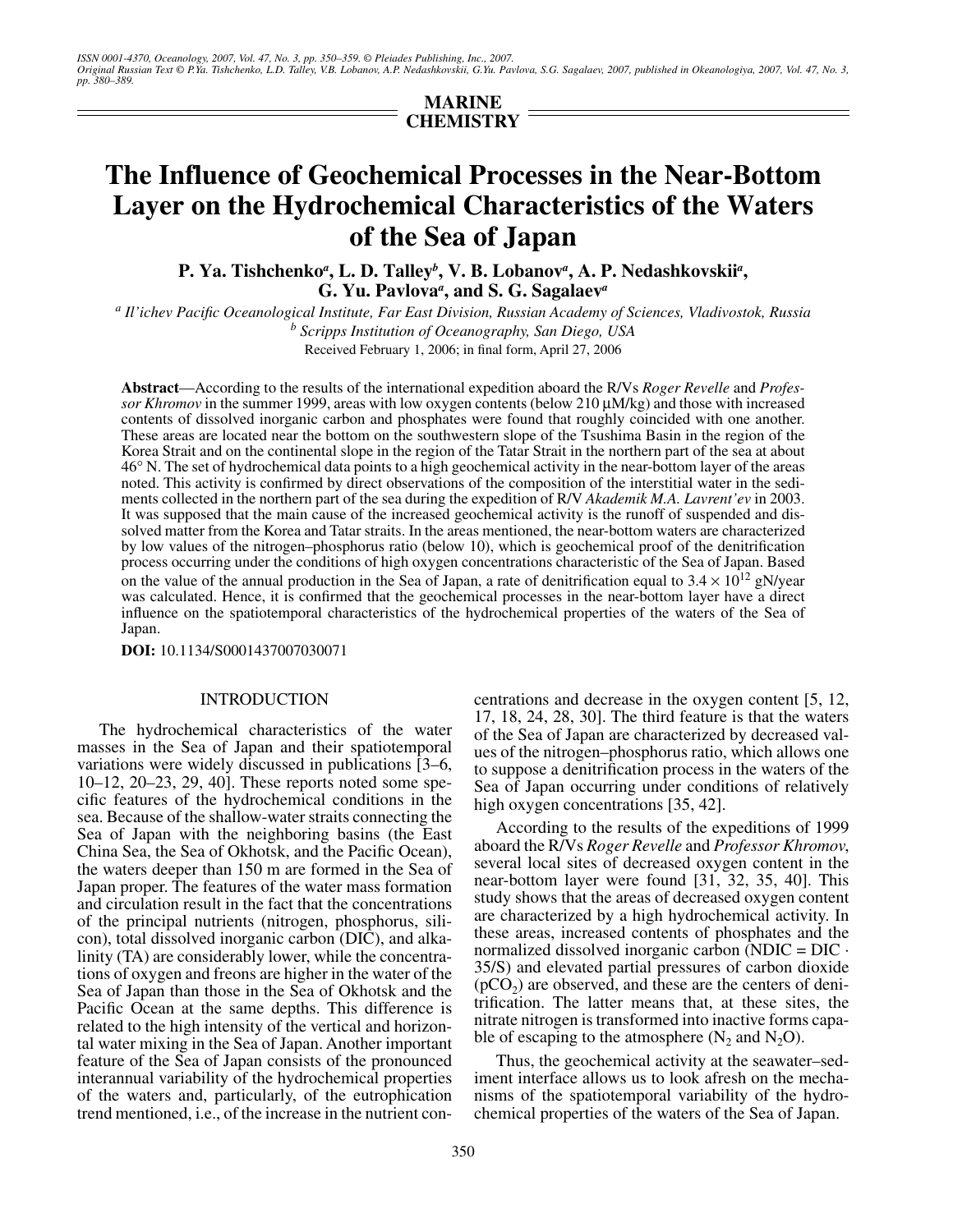MARINE CHEMISTRY

# The Influence of Geochemical Processes in the Near-Bottom Layer on the Hydrochemical Characteristics of the Waters of the Sea of Japan

**P. Ya. Tishchenko[a], L. D. Talley[b], V. B. Lobanov[a], A. P. Nedashkovskii[a], G. Yu. Pavlova[a], and S. G. Sagalaev[a]**

[a] *Il'ichev Pacific Oceanological Institute, Far East Division, Russian Academy of Sciences, Vladivostok, Russia*

[b] *Scripps Institution of Oceanography, San Diego, USA*

Received February 1, 2006; in final form, April 27, 2006

**Abstract**—According to the results of the international expedition aboard the R/Vs *Roger Revelle* and *Professor Khromov* in the summer 1999, areas with low oxygen contents (below 210 μM/kg) and those with increased contents of dissolved inorganic carbon and phosphates were found that roughly coincided with one another. These areas are located near the bottom on the southwestern slope of the Tsushima Basin in the region of the Korea Strait and on the continental slope in the region of the Tatar Strait in the northern part of the sea at about 46° N. The set of hydrochemical data points to a high geochemical activity in the near-bottom layer of the areas noted. This activity is confirmed by direct observations of the composition of the interstitial water in the sediments collected in the northern part of the sea during the expedition of R/V *Akademik M.A. Lavrent'ev* in 2003. It was supposed that the main cause of the increased geochemical activity is the runoff of suspended and dissolved matter from the Korea and Tatar straits. In the areas mentioned, the near-bottom waters are characterized by low values of the nitrogen–phosphorus ratio (below 10), which is geochemical proof of the denitrification process occurring under the conditions of high oxygen concentrations characteristic of the Sea of Japan. Based on the value of the annual production in the Sea of Japan, a rate of denitrification equal to $3.4 \times 10^{12}$ gN/year was calculated. Hence, it is confirmed that the geochemical processes in the near-bottom layer have a direct influence on the spatiotemporal characteristics of the hydrochemical properties of the waters of the Sea of Japan.

**DOI:** 10.1134/S0001437007030071

## INTRODUCTION

The hydrochemical characteristics of the water masses in the Sea of Japan and their spatiotemporal variations were widely discussed in publications [3–6, 10–12, 20–23, 29, 40]. These reports noted some specific features of the hydrochemical conditions in the sea. Because of the shallow-water straits connecting the Sea of Japan with the neighboring basins (the East China Sea, the Sea of Okhotsk, and the Pacific Ocean), the waters deeper than 150 m are formed in the Sea of Japan proper. The features of the water mass formation and circulation result in the fact that the concentrations of the principal nutrients (nitrogen, phosphorus, silicon), total dissolved inorganic carbon (DIC), and alkalinity (TA) are considerably lower, while the concentrations of oxygen and freons are higher in the water of the Sea of Japan than those in the Sea of Okhotsk and the Pacific Ocean at the same depths. This difference is related to the high intensity of the vertical and horizontal water mixing in the Sea of Japan. Another important feature of the Sea of Japan consists of the pronounced interannual variability of the hydrochemical properties of the waters and, particularly, of the eutrophication trend mentioned, i.e., of the increase in the nutrient concentrations and decrease in the oxygen content [5, 12, 17, 18, 24, 28, 30]. The third feature is that the waters of the Sea of Japan are characterized by decreased values of the nitrogen–phosphorus ratio, which allows one to suppose a denitrification process in the waters of the Sea of Japan occurring under conditions of relatively high oxygen concentrations [35, 42].

According to the results of the expeditions of 1999 aboard the R/Vs *Roger Revelle* and *Professor Khromov*, several local sites of decreased oxygen content in the near-bottom layer were found [31, 32, 35, 40]. This study shows that the areas of decreased oxygen content are characterized by a high hydrochemical activity. In these areas, increased contents of phosphates and the normalized dissolved inorganic carbon ($NDIC = DIC \cdot 35/S$) and elevated partial pressures of carbon dioxide ($pCO_2$) are observed, and these are the centers of denitrification. The latter means that, at these sites, the nitrate nitrogen is transformed into inactive forms capable of escaping to the atmosphere ($N_2$ and $N_2O$).

Thus, the geochemical activity at the seawater–sediment interface allows us to look afresh on the mechanisms of the spatiotemporal variability of the hydrochemical properties of the waters of the Sea of Japan.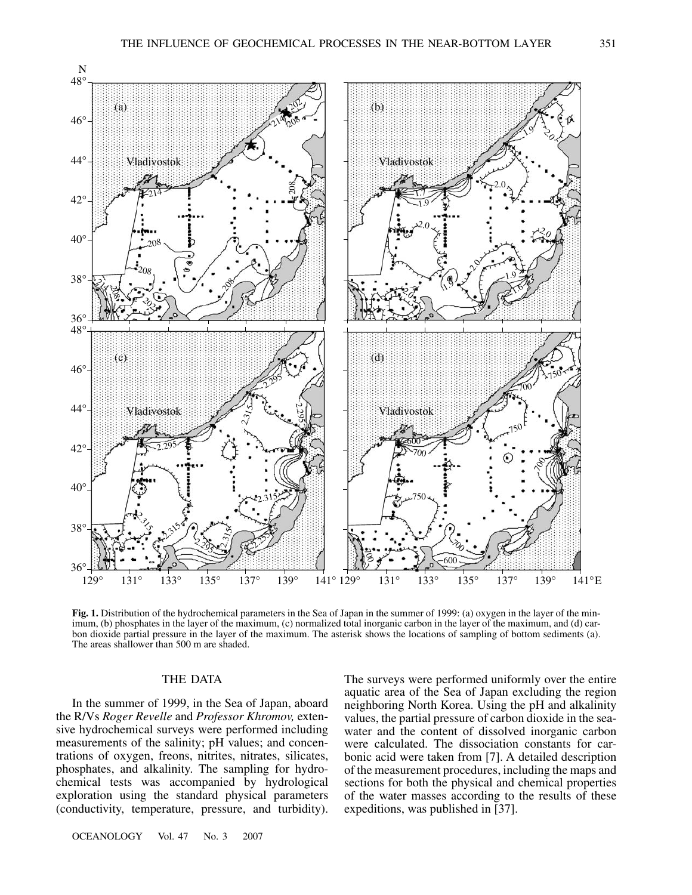**Fig. 1.** Distribution of the hydrochemical parameters in the Sea of Japan in the summer of 1999: (a) oxygen in the layer of the minimum, (b) phosphates in the layer of the maximum, (c) normalized total inorganic carbon in the layer of the maximum, and (d) carbon dioxide partial pressure in the layer of the maximum. The asterisk shows the locations of sampling of bottom sediments (a). The areas shallower than 500 m are shaded.

## THE DATA

In the summer of 1999, in the Sea of Japan, aboard the R/Vs *Roger Revelle* and *Professor Khromov,* extensive hydrochemical surveys were performed including measurements of the salinity; pH values; and concentrations of oxygen, freons, nitrites, nitrates, silicates, phosphates, and alkalinity. The sampling for hydrochemical tests was accompanied by hydrological exploration using the standard physical parameters (conductivity, temperature, pressure, and turbidity). The surveys were performed uniformly over the entire aquatic area of the Sea of Japan excluding the region neighboring North Korea. Using the pH and alkalinity values, the partial pressure of carbon dioxide in the seawater and the content of dissolved inorganic carbon were calculated. The dissociation constants for carbonic acid were taken from [7]. A detailed description of the measurement procedures, including the maps and sections for both the physical and chemical properties of the water masses according to the results of these expeditions, was published in [37].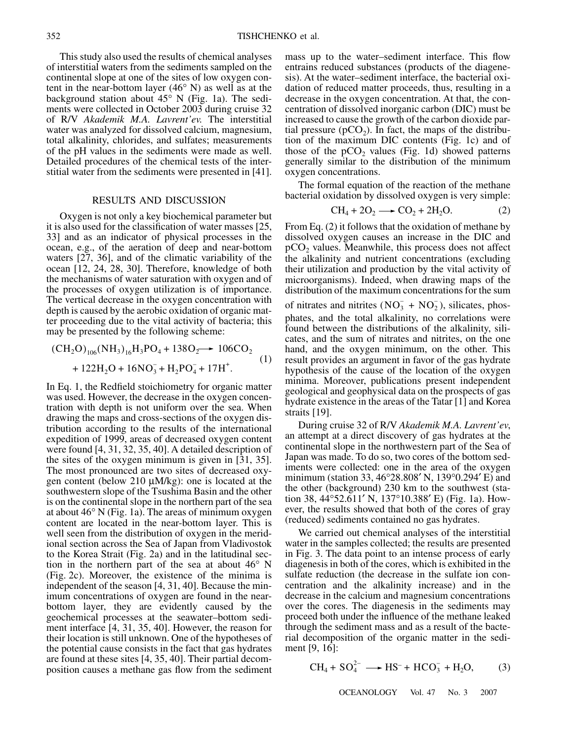This study also used the results of chemical analyses of interstitial waters from the sediments sampled on the continental slope at one of the sites of low oxygen content in the near-bottom layer (46° N) as well as at the background station about 45° N (Fig. 1a). The sediments were collected in October 2003 during cruise 32 of R/V *Akademik M.A. Lavrent'ev.* The interstitial water was analyzed for dissolved calcium, magnesium, total alkalinity, chlorides, and sulfates; measurements of the pH values in the sediments were made as well. Detailed procedures of the chemical tests of the interstitial water from the sediments were presented in [41].

## RESULTS AND DISCUSSION

Oxygen is not only a key biochemical parameter but it is also used for the classification of water masses [25, 33] and as an indicator of physical processes in the ocean, e.g., of the aeration of deep and near-bottom waters [27, 36], and of the climatic variability of the ocean [12, 24, 28, 30]. Therefore, knowledge of both the mechanisms of water saturation with oxygen and of the processes of oxygen utilization is of importance. The vertical decrease in the oxygen concentration with depth is caused by the aerobic oxidation of organic matter proceeding due to the vital activity of bacteria; this may be presented by the following scheme:

$$(CH_2O)_{106}(NH_3)_{16}H_3PO_4 + 138O_2 \longrightarrow 106CO_2 + 122H_2O + 16NO_3^- + H_2PO_4^- + 17H^+. \quad (1)$$

In Eq. 1, the Redfield stoichiometry for organic matter was used. However, the decrease in the oxygen concentration with depth is not uniform over the sea. When drawing the maps and cross-sections of the oxygen distribution according to the results of the international expedition of 1999, areas of decreased oxygen content were found [4, 31, 32, 35, 40]. A detailed description of the sites of the oxygen minimum is given in [31, 35]. The most pronounced are two sites of decreased oxygen content (below 210 μM/kg): one is located at the southwestern slope of the Tsushima Basin and the other is on the continental slope in the northern part of the sea at about 46° N (Fig. 1a). The areas of minimum oxygen content are located in the near-bottom layer. This is well seen from the distribution of oxygen in the meridional section across the Sea of Japan from Vladivostok to the Korea Strait (Fig. 2a) and in the latitudinal section in the northern part of the sea at about 46° N (Fig. 2c). Moreover, the existence of the minima is independent of the season [4, 31, 40]. Because the minimum concentrations of oxygen are found in the near-bottom layer, they are evidently caused by the geochemical processes at the seawater–bottom sediment interface [4, 31, 35, 40]. However, the reason for their location is still unknown. One of the hypotheses of the potential cause consists in the fact that gas hydrates are found at these sites [4, 35, 40]. Their partial decomposition causes a methane gas flow from the sediment mass up to the water–sediment interface. This flow entrains reduced substances (products of the diagenesis). At the water–sediment interface, the bacterial oxidation of reduced matter proceeds, thus, resulting in a decrease in the oxygen concentration. At that, the concentration of dissolved inorganic carbon (DIC) must be increased to cause the growth of the carbon dioxide partial pressure ($pCO_2$). In fact, the maps of the distribution of the maximum DIC contents (Fig. 1c) and of those of the $pCO_2$ values (Fig. 1d) showed patterns generally similar to the distribution of the minimum oxygen concentrations.

The formal equation of the reaction of the methane bacterial oxidation by dissolved oxygen is very simple:

$$CH_4 + 2O_2 \longrightarrow CO_2 + 2H_2O. \quad (2)$$

From Eq. (2) it follows that the oxidation of methane by dissolved oxygen causes an increase in the DIC and $pCO_2$ values. Meanwhile, this process does not affect the alkalinity and nutrient concentrations (excluding their utilization and production by the vital activity of microorganisms). Indeed, when drawing maps of the distribution of the maximum concentrations for the sum of nitrates and nitrites ($NO_3^- + NO_2^-$), silicates, phosphates, and the total alkalinity, no correlations were found between the distributions of the alkalinity, silicates, and the sum of nitrates and nitrites, on the one hand, and the oxygen minimum, on the other. This result provides an argument in favor of the gas hydrate hypothesis of the cause of the location of the oxygen minima. Moreover, publications present independent geological and geophysical data on the prospects of gas hydrate existence in the areas of the Tatar [1] and Korea straits [19].

During cruise 32 of R/V *Akademik M.A. Lavrent'ev*, an attempt at a direct discovery of gas hydrates at the continental slope in the northwestern part of the Sea of Japan was made. To do so, two cores of the bottom sediments were collected: one in the area of the oxygen minimum (station 33, 46°28.808′ N, 139°0.294′ E) and the other (background) 230 km to the southwest (station 38, 44°52.611′ N, 137°10.388′ E) (Fig. 1a). However, the results showed that both of the cores of gray (reduced) sediments contained no gas hydrates.

We carried out chemical analyses of the interstitial water in the samples collected; the results are presented in Fig. 3. The data point to an intense process of early diagenesis in both of the cores, which is exhibited in the sulfate reduction (the decrease in the sulfate ion concentration and the alkalinity increase) and in the decrease in the calcium and magnesium concentrations over the cores. The diagenesis in the sediments may proceed both under the influence of the methane leaked through the sediment mass and as a result of the bacterial decomposition of the organic matter in the sediment [9, 16]:

$$CH_4 + SO_4^{2-} \longrightarrow HS^- + HCO_3^- + H_2O, \quad (3)$$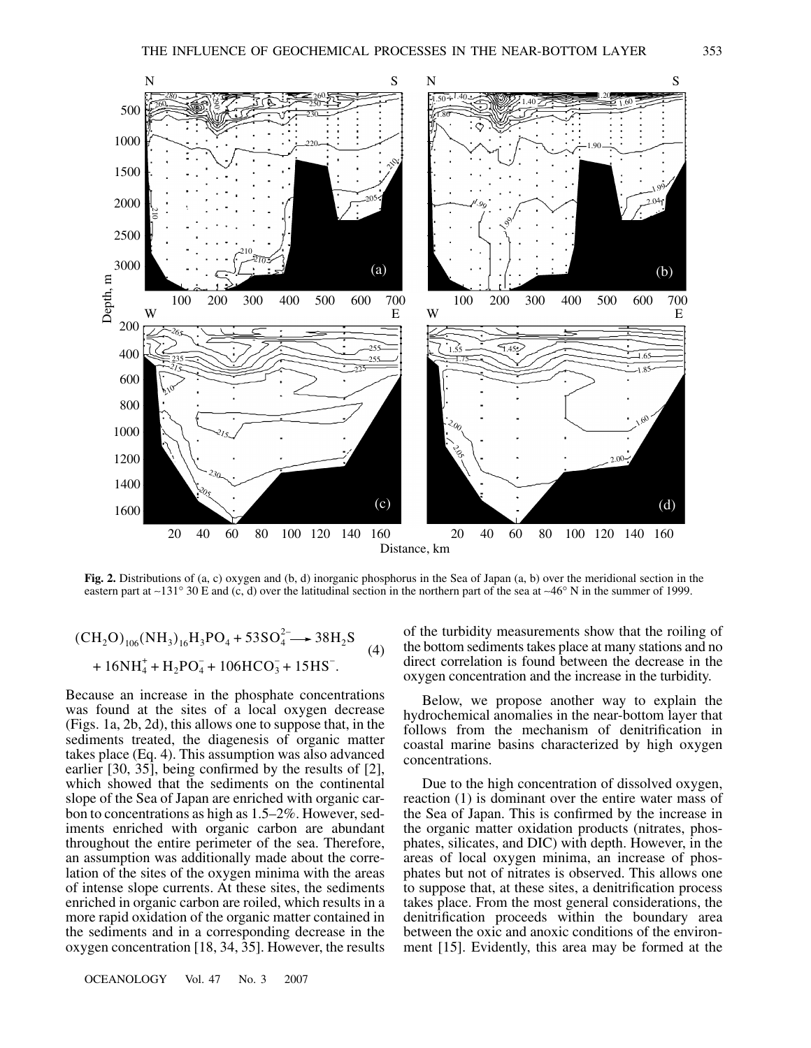**Fig. 2.** Distributions of (a, c) oxygen and (b, d) inorganic phosphorus in the Sea of Japan (a, b) over the meridional section in the eastern part at ~131° 30 E and (c, d) over the latitudinal section in the northern part of the sea at ~46° N in the summer of 1999.

$$(CH_2O)_{106}(NH_3)_{16}H_3PO_4 + 53SO_4^{2-} \longrightarrow 38H_2S + 16NH_4^+ + H_2PO_4^- + 106HCO_3^- + 15HS^-. \quad (4)$$

Because an increase in the phosphate concentrations was found at the sites of a local oxygen decrease (Figs. 1a, 2b, 2d), this allows one to suppose that, in the sediments treated, the diagenesis of organic matter takes place (Eq. 4). This assumption was also advanced earlier [30, 35], being confirmed by the results of [2], which showed that the sediments on the continental slope of the Sea of Japan are enriched with organic carbon to concentrations as high as 1.5–2%. However, sediments enriched with organic carbon are abundant throughout the entire perimeter of the sea. Therefore, an assumption was additionally made about the correlation of the sites of the oxygen minima with the areas of intense slope currents. At these sites, the sediments enriched in organic carbon are roiled, which results in a more rapid oxidation of the organic matter contained in the sediments and in a corresponding decrease in the oxygen concentration [18, 34, 35]. However, the results of the turbidity measurements show that the roiling of the bottom sediments takes place at many stations and no direct correlation is found between the decrease in the oxygen concentration and the increase in the turbidity.

Below, we propose another way to explain the hydrochemical anomalies in the near-bottom layer that follows from the mechanism of denitrification in coastal marine basins characterized by high oxygen concentrations.

Due to the high concentration of dissolved oxygen, reaction (1) is dominant over the entire water mass of the Sea of Japan. This is confirmed by the increase in the organic matter oxidation products (nitrates, phosphates, silicates, and DIC) with depth. However, in the areas of local oxygen minima, an increase of phosphates but not of nitrates is observed. This allows one to suppose that, at these sites, a denitrification process takes place. From the most general considerations, the denitrification proceeds within the boundary area between the oxic and anoxic conditions of the environment [15]. Evidently, this area may be formed at the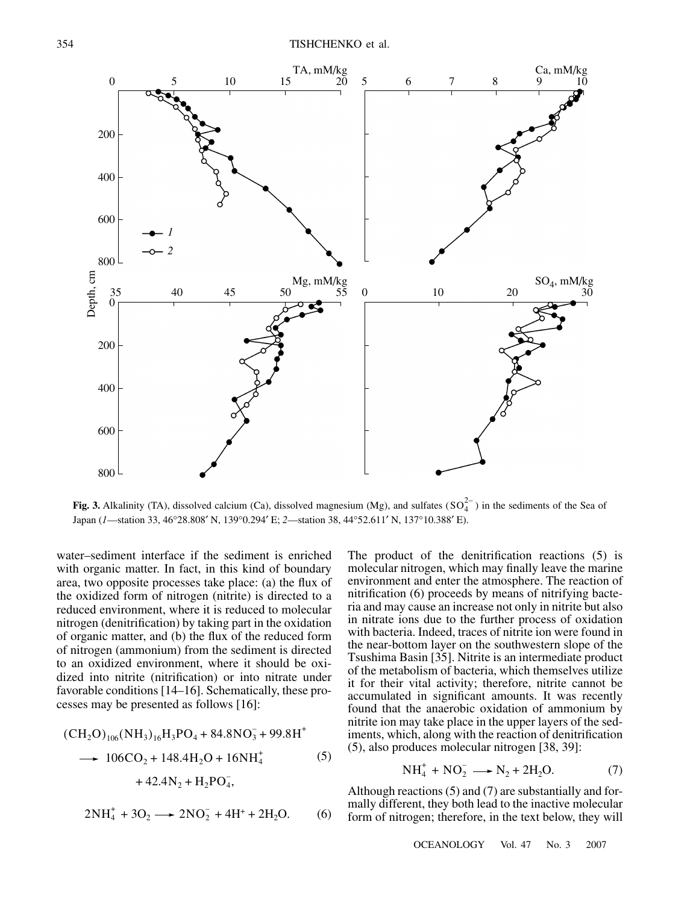**Fig. 3.** Alkalinity (TA), dissolved calcium (Ca), dissolved magnesium (Mg), and sulfates ($SO_4^{2-}$) in the sediments of the Sea of Japan (*1*—station 33, 46°28.808′ N, 139°0.294′ E; *2*—station 38, 44°52.611′ N, 137°10.388′ E).

water–sediment interface if the sediment is enriched with organic matter. In fact, in this kind of boundary area, two opposite processes take place: (a) the flux of the oxidized form of nitrogen (nitrite) is directed to a reduced environment, where it is reduced to molecular nitrogen (denitrification) by taking part in the oxidation of organic matter, and (b) the flux of the reduced form of nitrogen (ammonium) from the sediment is directed to an oxidized environment, where it should be oxidized into nitrite (nitrification) or into nitrate under favorable conditions [14–16]. Schematically, these processes may be presented as follows [16]:

$$(CH_2O)_{106}(NH_3)_{16}H_3PO_4 + 84.8NO_3^- + 99.8H^+ \longrightarrow 106CO_2 + 148.4H_2O + 16NH_4^+ + 42.4N_2 + H_2PO_4^-, \quad (5)$$

$$2NH_4^+ + 3O_2 \longrightarrow 2NO_2^- + 4H^+ + 2H_2O. \quad (6)$$

The product of the denitrification reactions (5) is molecular nitrogen, which may finally leave the marine environment and enter the atmosphere. The reaction of nitrification (6) proceeds by means of nitrifying bacteria and may cause an increase not only in nitrite but also in nitrate ions due to the further process of oxidation with bacteria. Indeed, traces of nitrite ion were found in the near-bottom layer on the southwestern slope of the Tsushima Basin [35]. Nitrite is an intermediate product of the metabolism of bacteria, which themselves utilize it for their vital activity; therefore, nitrite cannot be accumulated in significant amounts. It was recently found that the anaerobic oxidation of ammonium by nitrite ion may take place in the upper layers of the sediments, which, along with the reaction of denitrification (5), also produces molecular nitrogen [38, 39]:

$$NH_4^+ + NO_2^- \longrightarrow N_2 + 2H_2O. \quad (7)$$

Although reactions (5) and (7) are substantially and formally different, they both lead to the inactive molecular form of nitrogen; therefore, in the text below, they will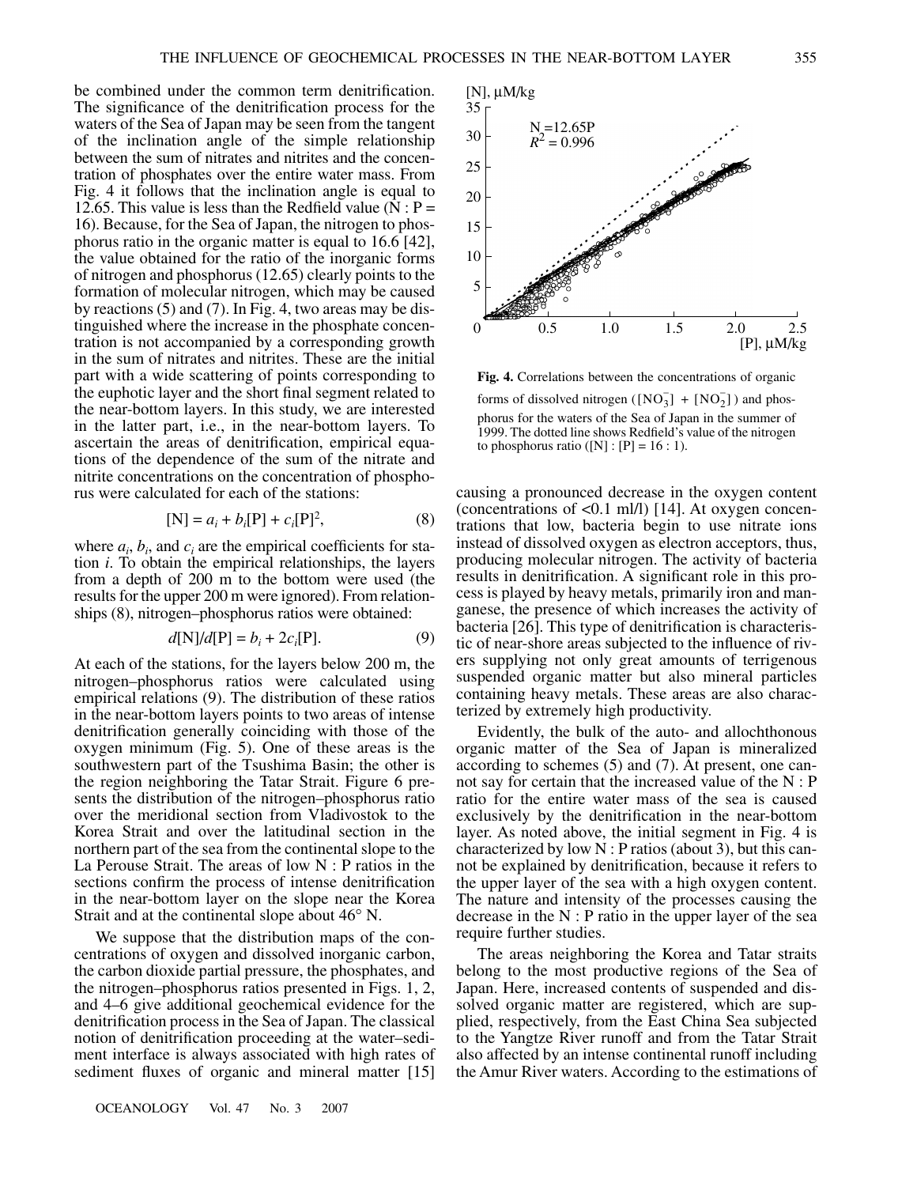be combined under the common term denitrification. The significance of the denitrification process for the waters of the Sea of Japan may be seen from the tangent of the inclination angle of the simple relationship between the sum of nitrates and nitrites and the concentration of phosphates over the entire water mass. From Fig. 4 it follows that the inclination angle is equal to 12.65. This value is less than the Redfield value (N : P = 16). Because, for the Sea of Japan, the nitrogen to phosphorus ratio in the organic matter is equal to 16.6 [42], the value obtained for the ratio of the inorganic forms of nitrogen and phosphorus (12.65) clearly points to the formation of molecular nitrogen, which may be caused by reactions (5) and (7). In Fig. 4, two areas may be distinguished where the increase in the phosphate concentration is not accompanied by a corresponding growth in the sum of nitrates and nitrites. These are the initial part with a wide scattering of points corresponding to the euphotic layer and the short final segment related to the near-bottom layers. In this study, we are interested in the latter part, i.e., in the near-bottom layers. To ascertain the areas of denitrification, empirical equations of the dependence of the sum of the nitrate and nitrite concentrations on the concentration of phosphorus were calculated for each of the stations:

$$[\mathrm{N}] = a_i + b_i[\mathrm{P}] + c_i[\mathrm{P}]^2, \tag{8}$$

where $a_i$, $b_i$, and $c_i$ are the empirical coefficients for station $i$. To obtain the empirical relationships, the layers from a depth of 200 m to the bottom were used (the results for the upper 200 m were ignored). From relationships (8), nitrogen–phosphorus ratios were obtained:

$$d[\mathrm{N}]/d[\mathrm{P}] = b_i + 2c_i[\mathrm{P}]. \tag{9}$$

At each of the stations, for the layers below 200 m, the nitrogen–phosphorus ratios were calculated using empirical relations (9). The distribution of these ratios in the near-bottom layers points to two areas of intense denitrification generally coinciding with those of the oxygen minimum (Fig. 5). One of these areas is the southwestern part of the Tsushima Basin; the other is the region neighboring the Tatar Strait. Figure 6 presents the distribution of the nitrogen–phosphorus ratio over the meridional section from Vladivostok to the Korea Strait and over the latitudinal section in the northern part of the sea from the continental slope to the La Perouse Strait. The areas of low N : P ratios in the sections confirm the process of intense denitrification in the near-bottom layer on the slope near the Korea Strait and at the continental slope about 46° N.

We suppose that the distribution maps of the concentrations of oxygen and dissolved inorganic carbon, the carbon dioxide partial pressure, the phosphates, and the nitrogen–phosphorus ratios presented in Figs. 1, 2, and 4–6 give additional geochemical evidence for the denitrification process in the Sea of Japan. The classical notion of denitrification proceeding at the water–sediment interface is always associated with high rates of sediment fluxes of organic and mineral matter [15]

[N], μM/kg

$N = 12.65P$
$R^2 = 0.996$

[P], μM/kg

**Fig. 4.** Correlations between the concentrations of organic forms of dissolved nitrogen ($[\mathrm{NO_3^-}] + [\mathrm{NO_2^-}]$) and phosphorus for the waters of the Sea of Japan in the summer of 1999. The dotted line shows Redfield's value of the nitrogen to phosphorus ratio ([N] : [P] = 16 : 1).

causing a pronounced decrease in the oxygen content (concentrations of <0.1 ml/l) [14]. At oxygen concentrations that low, bacteria begin to use nitrate ions instead of dissolved oxygen as electron acceptors, thus, producing molecular nitrogen. The activity of bacteria results in denitrification. A significant role in this process is played by heavy metals, primarily iron and manganese, the presence of which increases the activity of bacteria [26]. This type of denitrification is characteristic of near-shore areas subjected to the influence of rivers supplying not only great amounts of terrigenous suspended organic matter but also mineral particles containing heavy metals. These areas are also characterized by extremely high productivity.

Evidently, the bulk of the auto- and allochthonous organic matter of the Sea of Japan is mineralized according to schemes (5) and (7). At present, one cannot say for certain that the increased value of the N : P ratio for the entire water mass of the sea is caused exclusively by the denitrification in the near-bottom layer. As noted above, the initial segment in Fig. 4 is characterized by low N : P ratios (about 3), but this cannot be explained by denitrification, because it refers to the upper layer of the sea with a high oxygen content. The nature and intensity of the processes causing the decrease in the N : P ratio in the upper layer of the sea require further studies.

The areas neighboring the Korea and Tatar straits belong to the most productive regions of the Sea of Japan. Here, increased contents of suspended and dissolved organic matter are registered, which are supplied, respectively, from the East China Sea subjected to the Yangtze River runoff and from the Tatar Strait also affected by an intense continental runoff including the Amur River waters. According to the estimations of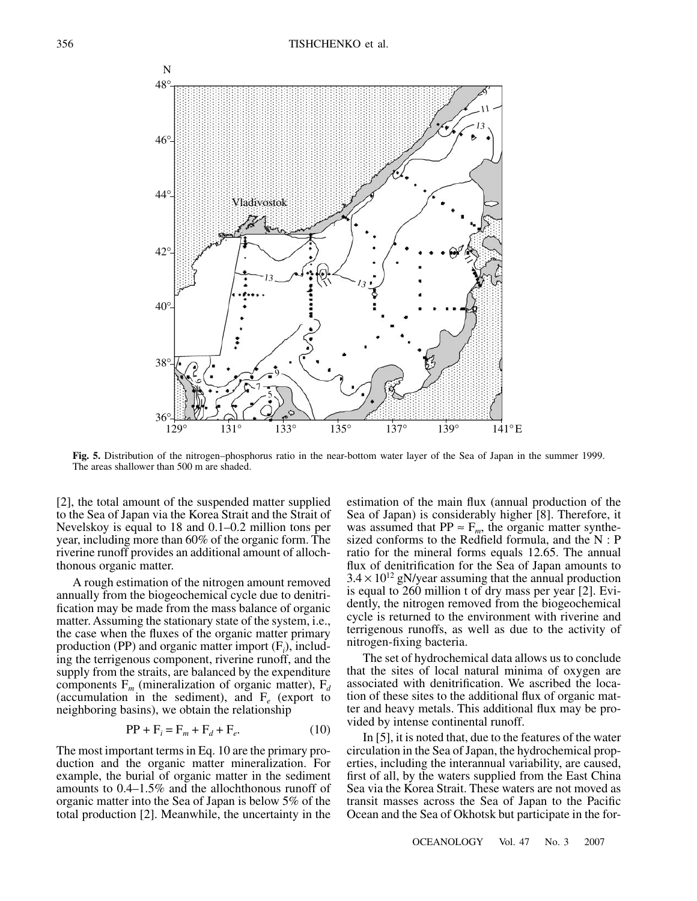**Fig. 5.** Distribution of the nitrogen–phosphorus ratio in the near-bottom water layer of the Sea of Japan in the summer 1999. The areas shallower than 500 m are shaded.

[2], the total amount of the suspended matter supplied to the Sea of Japan via the Korea Strait and the Strait of Nevelskoy is equal to 18 and 0.1–0.2 million tons per year, including more than 60% of the organic form. The riverine runoff provides an additional amount of allochthonous organic matter.

A rough estimation of the nitrogen amount removed annually from the biogeochemical cycle due to denitrification may be made from the mass balance of organic matter. Assuming the stationary state of the system, i.e., the case when the fluxes of the organic matter primary production (PP) and organic matter import ($F_i$), including the terrigenous component, riverine runoff, and the supply from the straits, are balanced by the expenditure components $F_m$ (mineralization of organic matter), $F_d$ (accumulation in the sediment), and $F_e$ (export to neighboring basins), we obtain the relationship

$$PP + F_i = F_m + F_d + F_e. \quad (10)$$

The most important terms in Eq. 10 are the primary production and the organic matter mineralization. For example, the burial of organic matter in the sediment amounts to 0.4–1.5% and the allochthonous runoff of organic matter into the Sea of Japan is below 5% of the total production [2]. Meanwhile, the uncertainty in the estimation of the main flux (annual production of the Sea of Japan) is considerably higher [8]. Therefore, it was assumed that $PP \approx F_m$, the organic matter synthesized conforms to the Redfield formula, and the N : P ratio for the mineral forms equals 12.65. The annual flux of denitrification for the Sea of Japan amounts to $3.4 \times 10^{12}$ gN/year assuming that the annual production is equal to 260 million t of dry mass per year [2]. Evidently, the nitrogen removed from the biogeochemical cycle is returned to the environment with riverine and terrigenous runoffs, as well as due to the activity of nitrogen-fixing bacteria.

The set of hydrochemical data allows us to conclude that the sites of local natural minima of oxygen are associated with denitrification. We ascribed the location of these sites to the additional flux of organic matter and heavy metals. This additional flux may be provided by intense continental runoff.

In [5], it is noted that, due to the features of the water circulation in the Sea of Japan, the hydrochemical properties, including the interannual variability, are caused, first of all, by the waters supplied from the East China Sea via the Korea Strait. These waters are not moved as transit masses across the Sea of Japan to the Pacific Ocean and the Sea of Okhotsk but participate in the for-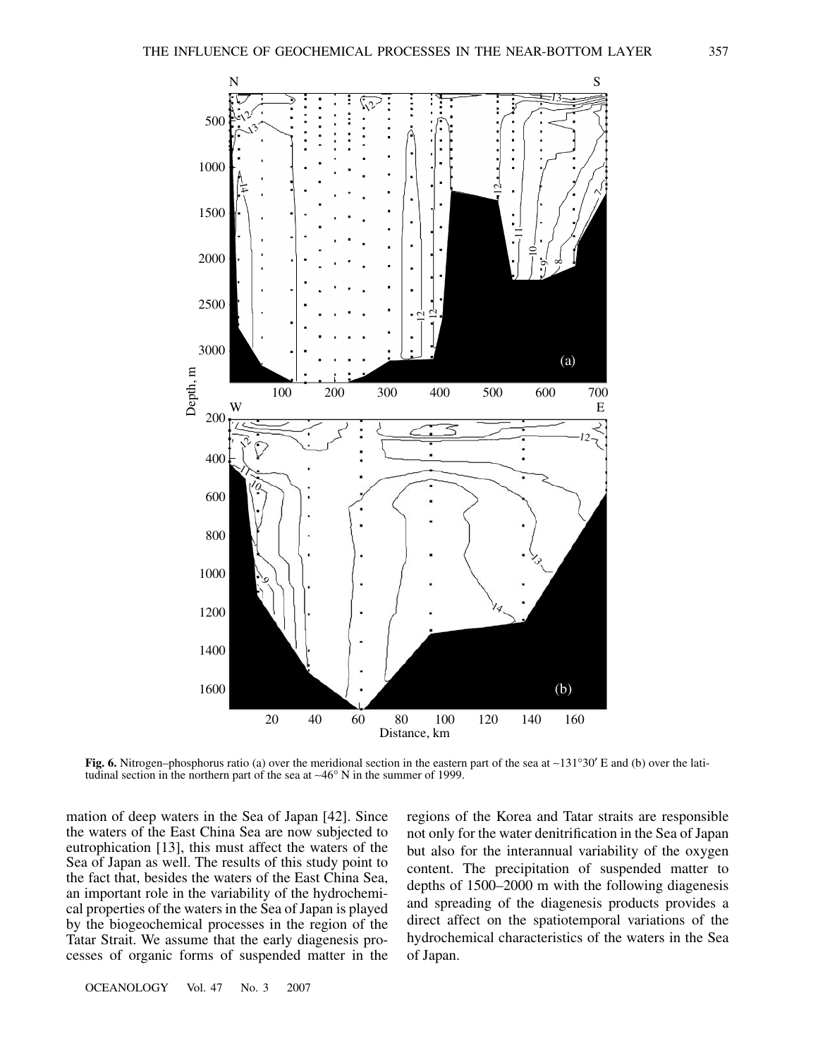**Fig. 6.** Nitrogen–phosphorus ratio (a) over the meridional section in the eastern part of the sea at ~131°30′ E and (b) over the latitudinal section in the northern part of the sea at ~46° N in the summer of 1999.

mation of deep waters in the Sea of Japan [42]. Since the waters of the East China Sea are now subjected to eutrophication [13], this must affect the waters of the Sea of Japan as well. The results of this study point to the fact that, besides the waters of the East China Sea, an important role in the variability of the hydrochemical properties of the waters in the Sea of Japan is played by the biogeochemical processes in the region of the Tatar Strait. We assume that the early diagenesis processes of organic forms of suspended matter in the regions of the Korea and Tatar straits are responsible not only for the water denitrification in the Sea of Japan but also for the interannual variability of the oxygen content. The precipitation of suspended matter to depths of 1500–2000 m with the following diagenesis and spreading of the diagenesis products provides a direct affect on the spatiotemporal variations of the hydrochemical characteristics of the waters in the Sea of Japan.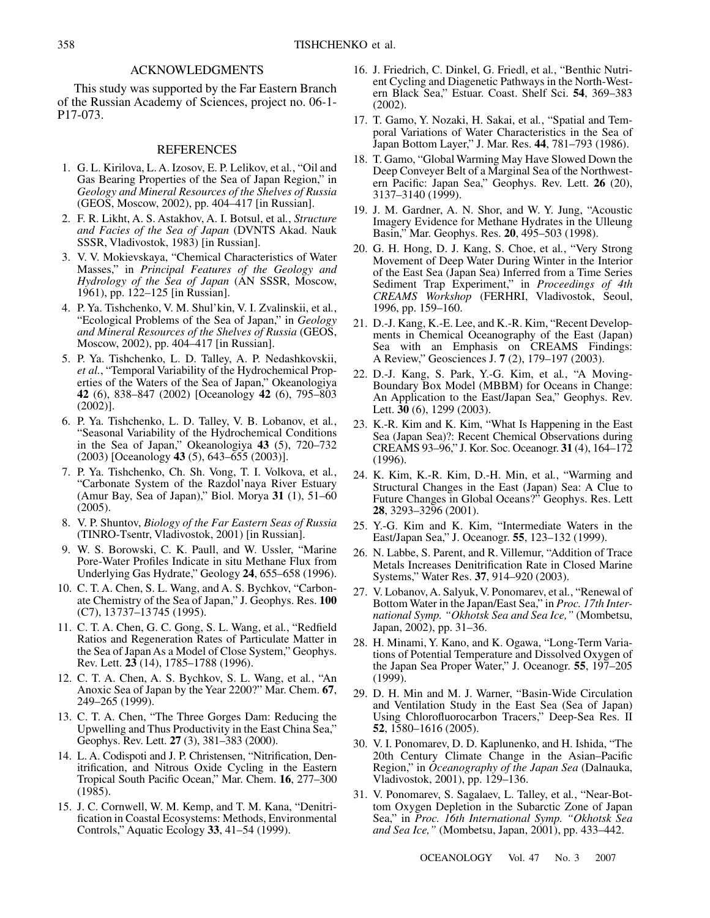## ACKNOWLEDGMENTS

This study was supported by the Far Eastern Branch of the Russian Academy of Sciences, project no. 06-1-P17-073.

## REFERENCES

1. G. L. Kirilova, L. A. Izosov, E. P. Lelikov, et al., "Oil and Gas Bearing Properties of the Sea of Japan Region," in *Geology and Mineral Resources of the Shelves of Russia* (GEOS, Moscow, 2002), pp. 404–417 [in Russian].
2. F. R. Likht, A. S. Astakhov, A. I. Botsul, et al., *Structure and Facies of the Sea of Japan* (DVNTS Akad. Nauk SSSR, Vladivostok, 1983) [in Russian].
3. V. V. Mokievskaya, "Chemical Characteristics of Water Masses," in *Principal Features of the Geology and Hydrology of the Sea of Japan* (AN SSSR, Moscow, 1961), pp. 122–125 [in Russian].
4. P. Ya. Tishchenko, V. M. Shul'kin, V. I. Zvalinskii, et al., "Ecological Problems of the Sea of Japan," in *Geology and Mineral Resources of the Shelves of Russia* (GEOS, Moscow, 2002), pp. 404–417 [in Russian].
5. P. Ya. Tishchenko, L. D. Talley, A. P. Nedashkovskii, *et al.*, "Temporal Variability of the Hydrochemical Properties of the Waters of the Sea of Japan," Okeanologiya **42** (6), 838–847 (2002) [Oceanology **42** (6), 795–803 (2002)].
6. P. Ya. Tishchenko, L. D. Talley, V. B. Lobanov, et al., "Seasonal Variability of the Hydrochemical Conditions in the Sea of Japan," Okeanologiya **43** (5), 720–732 (2003) [Oceanology **43** (5), 643–655 (2003)].
7. P. Ya. Tishchenko, Ch. Sh. Vong, T. I. Volkova, et al., "Carbonate System of the Razdol'naya River Estuary (Amur Bay, Sea of Japan)," Biol. Morya **31** (1), 51–60 (2005).
8. V. P. Shuntov, *Biology of the Far Eastern Seas of Russia* (TINRO-Tsentr, Vladivostok, 2001) [in Russian].
9. W. S. Borowski, C. K. Paull, and W. Ussler, "Marine Pore-Water Profiles Indicate in situ Methane Flux from Underlying Gas Hydrate," Geology **24**, 655–658 (1996).
10. C. T. A. Chen, S. L. Wang, and A. S. Bychkov, "Carbonate Chemistry of the Sea of Japan," J. Geophys. Res. **100** (C7), 13737–13745 (1995).
11. C. T. A. Chen, G. C. Gong, S. L. Wang, et al., "Redfield Ratios and Regeneration Rates of Particulate Matter in the Sea of Japan As a Model of Close System," Geophys. Rev. Lett. **23** (14), 1785–1788 (1996).
12. C. T. A. Chen, A. S. Bychkov, S. L. Wang, et al., "An Anoxic Sea of Japan by the Year 2200?" Mar. Chem. **67**, 249–265 (1999).
13. C. T. A. Chen, "The Three Gorges Dam: Reducing the Upwelling and Thus Productivity in the East China Sea," Geophys. Rev. Lett. **27** (3), 381–383 (2000).
14. L. A. Codispoti and J. P. Christensen, "Nitrification, Denitrification, and Nitrous Oxide Cycling in the Eastern Tropical South Pacific Ocean," Mar. Chem. **16**, 277–300 (1985).
15. J. C. Cornwell, W. M. Kemp, and T. M. Kana, "Denitrification in Coastal Ecosystems: Methods, Environmental Controls," Aquatic Ecology **33**, 41–54 (1999).
16. J. Friedrich, C. Dinkel, G. Friedl, et al., "Benthic Nutrient Cycling and Diagenetic Pathways in the North-Western Black Sea," Estuar. Coast. Shelf Sci. **54**, 369–383 (2002).
17. T. Gamo, Y. Nozaki, H. Sakai, et al., "Spatial and Temporal Variations of Water Characteristics in the Sea of Japan Bottom Layer," J. Mar. Res. **44**, 781–793 (1986).
18. T. Gamo, "Global Warming May Have Slowed Down the Deep Conveyer Belt of a Marginal Sea of the Northwestern Pacific: Japan Sea," Geophys. Rev. Lett. **26** (20), 3137–3140 (1999).
19. J. M. Gardner, A. N. Shor, and W. Y. Jung, "Acoustic Imagery Evidence for Methane Hydrates in the Ulleung Basin," Mar. Geophys. Res. **20**, 495–503 (1998).
20. G. H. Hong, D. J. Kang, S. Choe, et al., "Very Strong Movement of Deep Water During Winter in the Interior of the East Sea (Japan Sea) Inferred from a Time Series Sediment Trap Experiment," in *Proceedings of 4th CREAMS Workshop* (FERHRI, Vladivostok, Seoul, 1996, pp. 159–160.
21. D.-J. Kang, K.-E. Lee, and K.-R. Kim, "Recent Developments in Chemical Oceanography of the East (Japan) Sea with an Emphasis on CREAMS Findings: A Review," Geosciences J. **7** (2), 179–197 (2003).
22. D.-J. Kang, S. Park, Y.-G. Kim, et al., "A Moving-Boundary Box Model (MBBM) for Oceans in Change: An Application to the East/Japan Sea," Geophys. Rev. Lett. **30** (6), 1299 (2003).
23. K.-R. Kim and K. Kim, "What Is Happening in the East Sea (Japan Sea)?: Recent Chemical Observations during CREAMS 93–96," J. Kor. Soc. Oceanogr. **31** (4), 164–172 (1996).
24. K. Kim, K.-R. Kim, D.-H. Min, et al., "Warming and Structural Changes in the East (Japan) Sea: A Clue to Future Changes in Global Oceans?" Geophys. Res. Lett **28**, 3293–3296 (2001).
25. Y.-G. Kim and K. Kim, "Intermediate Waters in the East/Japan Sea," J. Oceanogr. **55**, 123–132 (1999).
26. N. Labbe, S. Parent, and R. Villemur, "Addition of Trace Metals Increases Denitrification Rate in Closed Marine Systems," Water Res. **37**, 914–920 (2003).
27. V. Lobanov, A. Salyuk, V. Ponomarev, et al., "Renewal of Bottom Water in the Japan/East Sea," in *Proc. 17th International Symp. "Okhotsk Sea and Sea Ice,"* (Mombetsu, Japan, 2002), pp. 31–36.
28. H. Minami, Y. Kano, and K. Ogawa, "Long-Term Variations of Potential Temperature and Dissolved Oxygen of the Japan Sea Proper Water," J. Oceanogr. **55**, 197–205 (1999).
29. D. H. Min and M. J. Warner, "Basin-Wide Circulation and Ventilation Study in the East Sea (Sea of Japan) Using Chlorofluorocarbon Tracers," Deep-Sea Res. II **52**, 1580–1616 (2005).
30. V. I. Ponomarev, D. D. Kaplunenko, and H. Ishida, "The 20th Century Climate Change in the Asian–Pacific Region," in *Oceanography of the Japan Sea* (Dalnauka, Vladivostok, 2001), pp. 129–136.
31. V. Ponomarev, S. Sagalaev, L. Talley, et al., "Near-Bottom Oxygen Depletion in the Subarctic Zone of Japan Sea," in *Proc. 16th International Symp. "Okhotsk Sea and Sea Ice,"* (Mombetsu, Japan, 2001), pp. 433–442.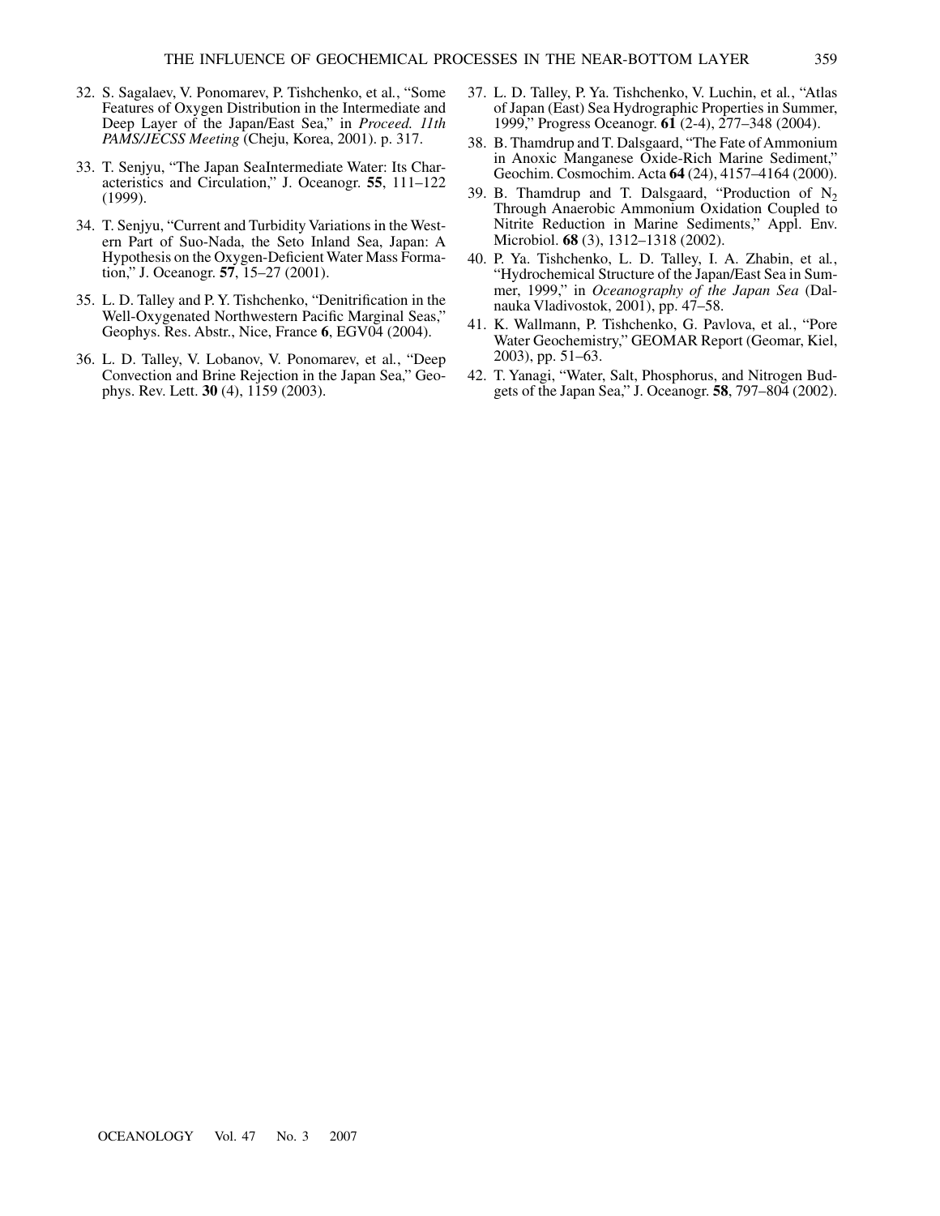32. S. Sagalaev, V. Ponomarev, P. Tishchenko, et al., "Some Features of Oxygen Distribution in the Intermediate and Deep Layer of the Japan/East Sea," in *Proceed. 11th PAMS/JECSS Meeting* (Cheju, Korea, 2001). p. 317.

33. T. Senjyu, "The Japan SeaIntermediate Water: Its Characteristics and Circulation," J. Oceanogr. **55**, 111–122 (1999).

34. T. Senjyu, "Current and Turbidity Variations in the Western Part of Suo-Nada, the Seto Inland Sea, Japan: A Hypothesis on the Oxygen-Deficient Water Mass Formation," J. Oceanogr. **57**, 15–27 (2001).

35. L. D. Talley and P. Y. Tishchenko, "Denitrification in the Well-Oxygenated Northwestern Pacific Marginal Seas," Geophys. Res. Abstr., Nice, France **6**, EGV04 (2004).

36. L. D. Talley, V. Lobanov, V. Ponomarev, et al., "Deep Convection and Brine Rejection in the Japan Sea," Geophys. Rev. Lett. **30** (4), 1159 (2003).

37. L. D. Talley, P. Ya. Tishchenko, V. Luchin, et al., "Atlas of Japan (East) Sea Hydrographic Properties in Summer, 1999," Progress Oceanogr. **61** (2-4), 277–348 (2004).

38. B. Thamdrup and T. Dalsgaard, "The Fate of Ammonium in Anoxic Manganese Oxide-Rich Marine Sediment," Geochim. Cosmochim. Acta **64** (24), 4157–4164 (2000).

39. B. Thamdrup and T. Dalsgaard, "Production of $N_2$ Through Anaerobic Ammonium Oxidation Coupled to Nitrite Reduction in Marine Sediments," Appl. Env. Microbiol. **68** (3), 1312–1318 (2002).

40. P. Ya. Tishchenko, L. D. Talley, I. A. Zhabin, et al., "Hydrochemical Structure of the Japan/East Sea in Summer, 1999," in *Oceanography of the Japan Sea* (Dalnauka Vladivostok, 2001), pp. 47–58.

41. K. Wallmann, P. Tishchenko, G. Pavlova, et al., "Pore Water Geochemistry," GEOMAR Report (Geomar, Kiel, 2003), pp. 51–63.

42. T. Yanagi, "Water, Salt, Phosphorus, and Nitrogen Budgets of the Japan Sea," J. Oceanogr. **58**, 797–804 (2002).